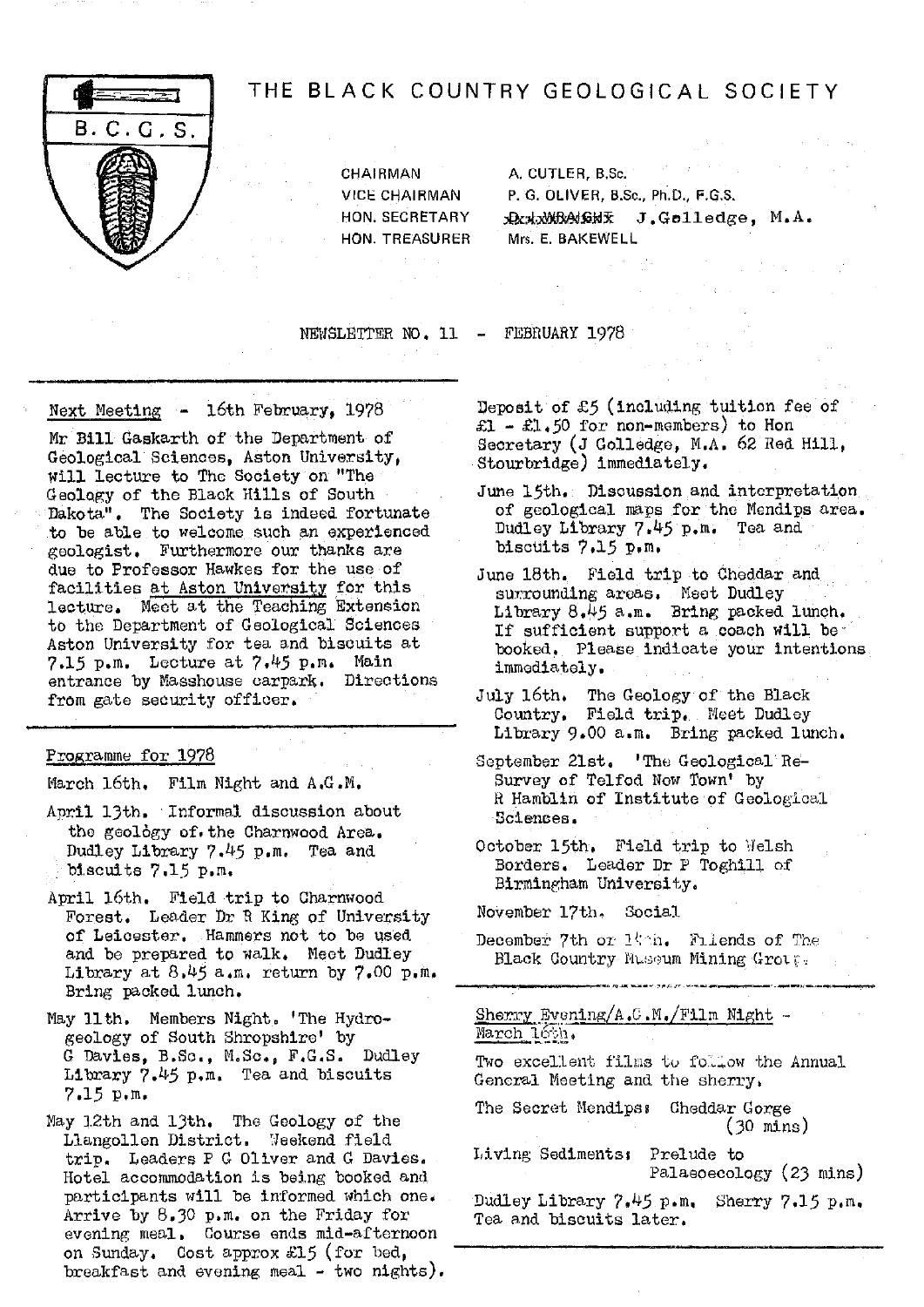# THE BLACK COUNTRY GEOLOGICAL SOCIETY

B.C.G.S.

CHAIRMAN A. CUTLER, B.Sc.
VICE CHAIRMAN P. G. OLIVER, B.Sc., Ph.D., F.G.S.
HON. SECRETARY J.Golledge, M.A.
HON. TREASURER Mrs. E. BAKEWELL

NEWSLETTER NO. 11 - FEBRUARY 1978

## Next Meeting - 16th February, 1978

Mr Bill Gaskarth of the Department of Geological Sciences, Aston University, will lecture to The Society on "The Geology of the Black Hills of South Dakota". The Society is indeed fortunate to be able to welcome such an experienced geologist. Furthermore our thanks are due to Professor Hawkes for the use of facilities at Aston University for this lecture. Meet at the Teaching Extension to the Department of Geological Sciences Aston University for tea and biscuits at 7.15 p.m. Lecture at 7.45 p.m. Main entrance by Masshouse carpark. Directions from gate security officer.

## Programme for 1978

March 16th. Film Night and A.G.M.

April 13th. Informal discussion about the geology of the Charnwood Area. Dudley Library 7.45 p.m. Tea and biscuits 7.15 p.m.

April 16th. Field trip to Charnwood Forest. Leader Dr R King of University of Leicester. Hammers not to be used and be prepared to walk. Meet Dudley Library at 8.45 a.m. return by 7.00 p.m. Bring packed lunch.

May 11th. Members Night. 'The Hydrogeology of South Shropshire' by G Davies, B.Sc., M.Sc., F.G.S. Dudley Library 7.45 p.m. Tea and biscuits 7.15 p.m.

May 12th and 13th. The Geology of the Llangollen District. Weekend field trip. Leaders P G Oliver and G Davies. Hotel accommodation is being booked and participants will be informed which one. Arrive by 8.30 p.m. on the Friday for evening meal. Course ends mid-afternoon on Sunday. Cost approx £15 (for bed, breakfast and evening meal - two nights). Deposit of £5 (including tuition fee of £1 - £1.50 for non-members) to Hon Secretary (J Golledge, M.A. 62 Red Hill, Stourbridge) immediately.

June 15th. Discussion and interpretation of geological maps for the Mendips area. Dudley Library 7.45 p.m. Tea and biscuits 7.15 p.m.

June 18th. Field trip to Cheddar and surrounding areas. Meet Dudley Library 8.45 a.m. Bring packed lunch. If sufficient support a coach will be booked. Please indicate your intentions immediately.

July 16th. The Geology of the Black Country. Field trip. Meet Dudley Library 9.00 a.m. Bring packed lunch.

September 21st. 'The Geological Re-Survey of Telford New Town' by R Hamblin of Institute of Geological Sciences.

October 15th. Field trip to Welsh Borders. Leader Dr P Toghill of Birmingham University.

November 17th. Social

December 7th or 14th. Friends of The Black Country Museum Mining Group.

## Sherry Evening/A.G.M./Film Night - March 16th.

Two excellent films to follow the Annual General Meeting and the sherry.

The Secret Mendips: Cheddar Gorge (30 mins)

Living Sediments: Prelude to Palaeoecology (23 mins)

Dudley Library 7.45 p.m. Sherry 7.15 p.m. Tea and biscuits later.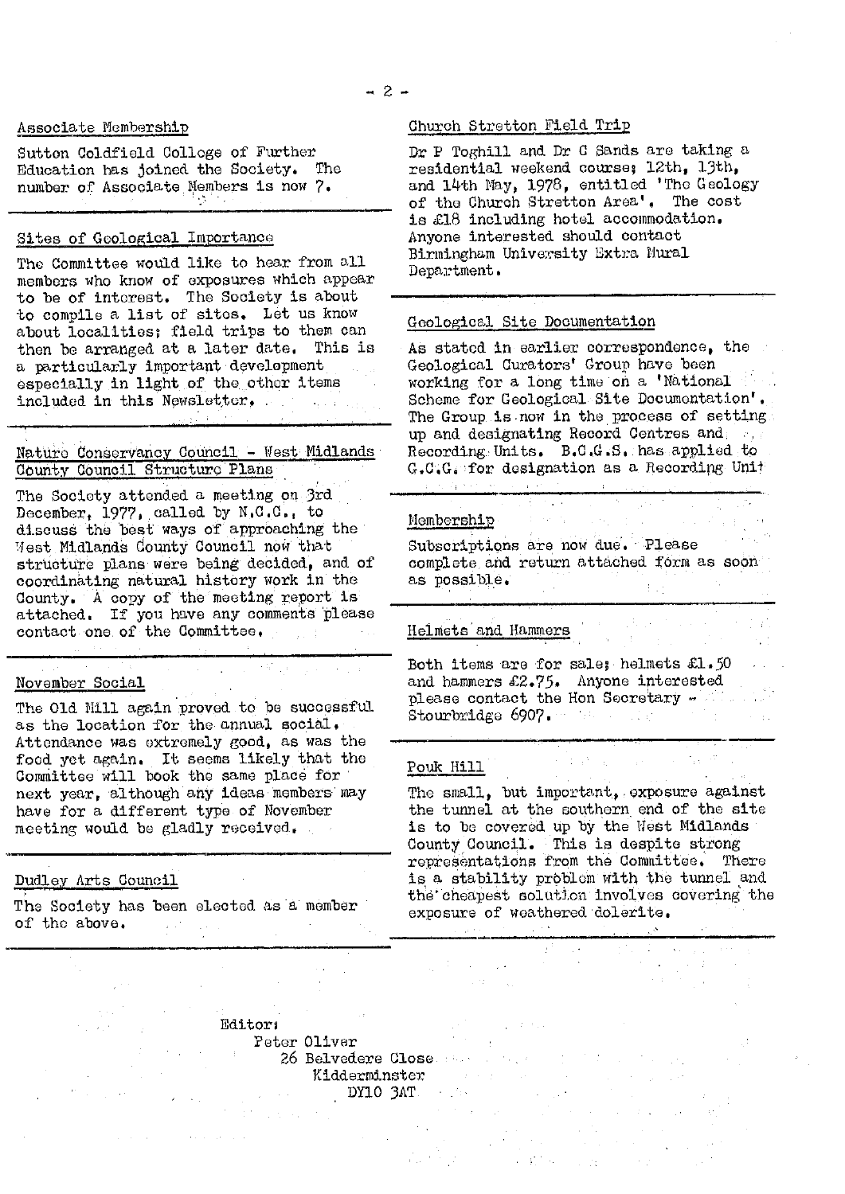## Associate Membership

Sutton Coldfield College of Further Education has joined the Society. The number of Associate Members is now 7.

## Sites of Geological Importance

The Committee would like to hear from all members who know of exposures which appear to be of interest. The Society is about to compile a list of sites. Let us know about localities; field trips to them can then be arranged at a later date. This is a particularly important development especially in light of the other items included in this Newsletter.

## Nature Conservancy Council - West Midlands County Council Structure Plans

The Society attended a meeting on 3rd December, 1977, called by N.C.C., to discuss the best ways of approaching the West Midlands County Council now that structure plans were being decided, and of coordinating natural history work in the County. A copy of the meeting report is attached. If you have any comments please contact one of the Committee.

## November Social

The Old Mill again proved to be successful as the location for the annual social. Attendance was extremely good, as was the food yet again. It seems likely that the Committee will book the same place for next year, although any ideas members may have for a different type of November meeting would be gladly received.

## Dudley Arts Council

The Society has been elected as a member of the above.

## Church Stretton Field Trip

Dr P Toghill and Dr C Sands are taking a residential weekend course; 12th, 13th, and 14th May, 1978, entitled 'The Geology of the Church Stretton Area'. The cost is £18 including hotel accommodation. Anyone interested should contact Birmingham University Extra Mural Department.

## Geological Site Documentation

As stated in earlier correspondence, the Geological Curators' Group have been working for a long time on a 'National Scheme for Geological Site Documentation'. The Group is now in the process of setting up and designating Record Centres and Recording Units. B.C.G.S. has applied to G.C.G. for designation as a Recording Unit

## Membership

Subscriptions are now due. Please complete and return attached form as soon as possible.

## Helmets and Hammers

Both items are for sale; helmets £1.50 and hammers £2.75. Anyone interested please contact the Hon Secretary - Stourbridge 6907.

## Pouk Hill

The small, but important, exposure against the tunnel at the southern end of the site is to be covered up by the West Midlands County Council. This is despite strong representations from the Committee. There is a stability problem with the tunnel and the cheapest solution involves covering the exposure of weathered dolerite.

Editor:
Peter Oliver
26 Belvedere Close
Kidderminster
DY10 3AT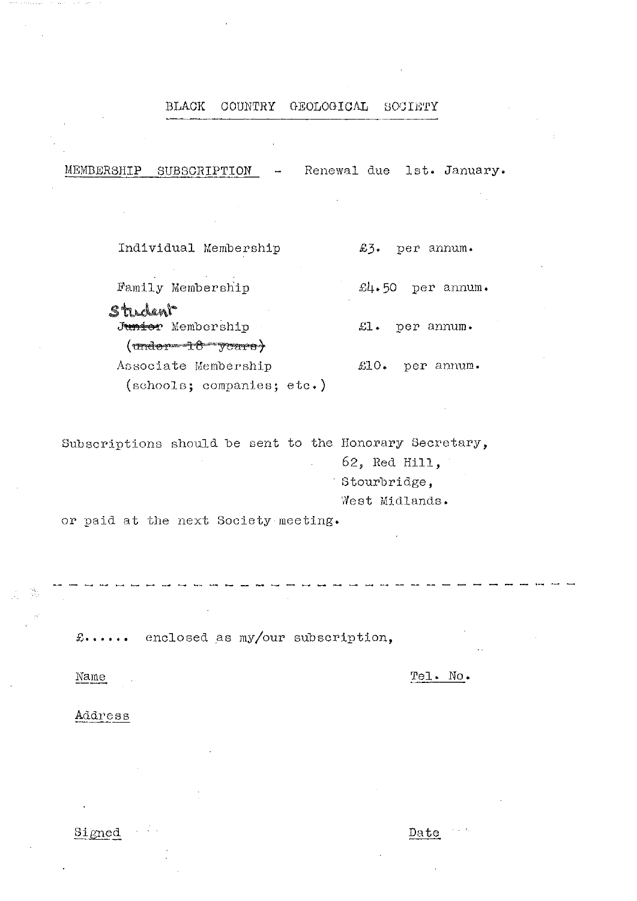# BLACK COUNTRY GEOLOGICAL SOCIETY

MEMBERSHIP SUBSCRIPTION - Renewal due 1st. January.

| | |
|---|---|
| Individual Membership | £3. per annum. |
| Family Membership | £4.50 per annum. |
| Student ~~Junior~~ Membership ~~(under 18 years)~~ | £1. per annum. |
| Associate Membership (schools; companies; etc.) | £10. per annum. |

Subscriptions should be sent to the Honorary Secretary,
62, Red Hill,
Stourbridge,
West Midlands.

or paid at the next Society meeting.

---

£...... enclosed as my/our subscription,

Name — Tel. No.

Address

Signed — Date